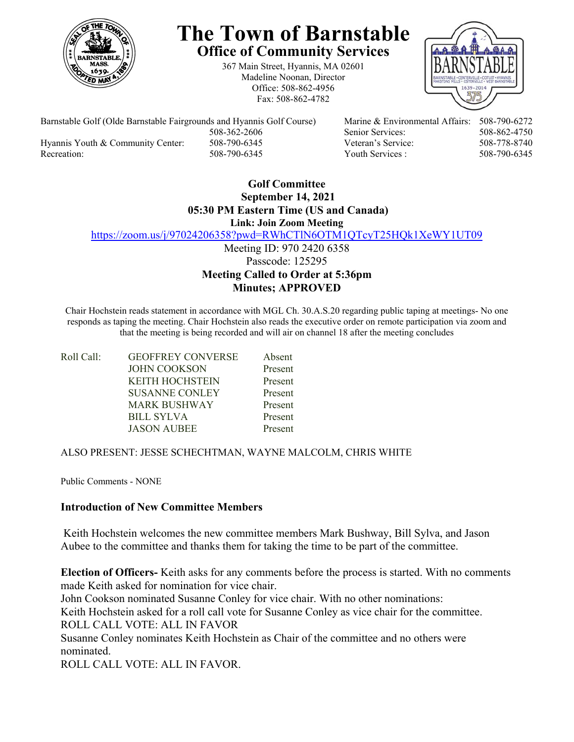# The Town of Barnstable

## Office of Community Services

367 Main Street, Hyannis, MA 02601
Madeline Noonan, Director
Office: 508-862-4956
Fax: 508-862-4782

| | | | |
|---|---|---|---|
| Barnstable Golf (Olde Barnstable Fairgrounds and Hyannis Golf Course) | 508-362-2606 | Marine & Environmental Affairs: | 508-790-6272 |
| | | Senior Services: | 508-862-4750 |
| Hyannis Youth & Community Center: | 508-790-6345 | Veteran's Service: | 508-778-8740 |
| Recreation: | 508-790-6345 | Youth Services : | 508-790-6345 |

**Golf Committee**
**September 14, 2021**
**05:30 PM Eastern Time (US and Canada)**
**Link: Join Zoom Meeting**
https://zoom.us/j/97024206358?pwd=RWhCTlN6OTM1QTcyT25HQk1XeWY1UT09
Meeting ID: 970 2420 6358
Passcode: 125295
**Meeting Called to Order at 5:36pm**
**Minutes; APPROVED**

Chair Hochstein reads statement in accordance with MGL Ch. 30.A.S.20 regarding public taping at meetings- No one responds as taping the meeting. Chair Hochstein also reads the executive order on remote participation via zoom and that the meeting is being recorded and will air on channel 18 after the meeting concludes

| Roll Call: | | |
|---|---|---|
| | GEOFFREY CONVERSE | Absent |
| | JOHN COOKSON | Present |
| | KEITH HOCHSTEIN | Present |
| | SUSANNE CONLEY | Present |
| | MARK BUSHWAY | Present |
| | BILL SYLVA | Present |
| | JASON AUBEE | Present |

ALSO PRESENT: JESSE SCHECHTMAN, WAYNE MALCOLM, CHRIS WHITE

Public Comments - NONE

**Introduction of New Committee Members**

Keith Hochstein welcomes the new committee members Mark Bushway, Bill Sylva, and Jason Aubee to the committee and thanks them for taking the time to be part of the committee.

**Election of Officers-** Keith asks for any comments before the process is started. With no comments made Keith asked for nomination for vice chair.
John Cookson nominated Susanne Conley for vice chair. With no other nominations:
Keith Hochstein asked for a roll call vote for Susanne Conley as vice chair for the committee.
ROLL CALL VOTE: ALL IN FAVOR
Susanne Conley nominates Keith Hochstein as Chair of the committee and no others were nominated.
ROLL CALL VOTE: ALL IN FAVOR.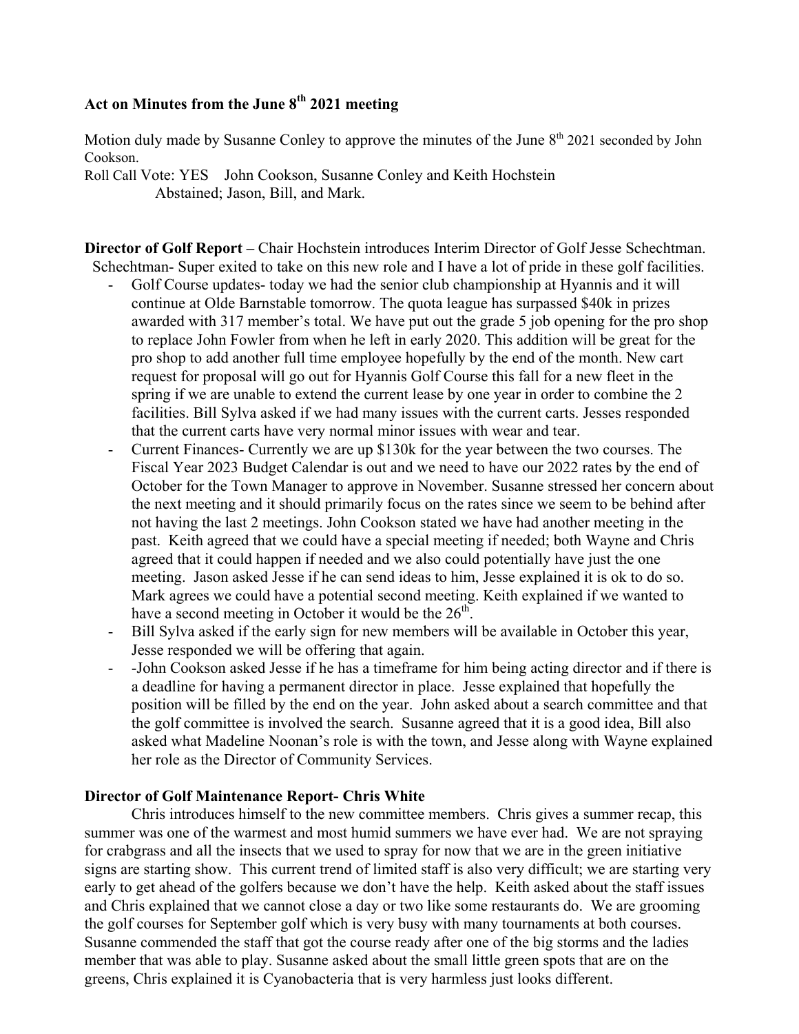**Act on Minutes from the June 8th 2021 meeting**

Motion duly made by Susanne Conley to approve the minutes of the June 8th 2021 seconded by John Cookson.

Roll Call Vote: YES John Cookson, Susanne Conley and Keith Hochstein
Abstained; Jason, Bill, and Mark.

**Director of Golf Report –** Chair Hochstein introduces Interim Director of Golf Jesse Schechtman. Schechtman- Super exited to take on this new role and I have a lot of pride in these golf facilities.

- Golf Course updates- today we had the senior club championship at Hyannis and it will continue at Olde Barnstable tomorrow. The quota league has surpassed $40k in prizes awarded with 317 member's total. We have put out the grade 5 job opening for the pro shop to replace John Fowler from when he left in early 2020. This addition will be great for the pro shop to add another full time employee hopefully by the end of the month. New cart request for proposal will go out for Hyannis Golf Course this fall for a new fleet in the spring if we are unable to extend the current lease by one year in order to combine the 2 facilities. Bill Sylva asked if we had many issues with the current carts. Jesses responded that the current carts have very normal minor issues with wear and tear.
- Current Finances- Currently we are up $130k for the year between the two courses. The Fiscal Year 2023 Budget Calendar is out and we need to have our 2022 rates by the end of October for the Town Manager to approve in November. Susanne stressed her concern about the next meeting and it should primarily focus on the rates since we seem to be behind after not having the last 2 meetings. John Cookson stated we have had another meeting in the past. Keith agreed that we could have a special meeting if needed; both Wayne and Chris agreed that it could happen if needed and we also could potentially have just the one meeting. Jason asked Jesse if he can send ideas to him, Jesse explained it is ok to do so. Mark agrees we could have a potential second meeting. Keith explained if we wanted to have a second meeting in October it would be the 26th.
- Bill Sylva asked if the early sign for new members will be available in October this year, Jesse responded we will be offering that again.
- -John Cookson asked Jesse if he has a timeframe for him being acting director and if there is a deadline for having a permanent director in place. Jesse explained that hopefully the position will be filled by the end on the year. John asked about a search committee and that the golf committee is involved the search. Susanne agreed that it is a good idea, Bill also asked what Madeline Noonan's role is with the town, and Jesse along with Wayne explained her role as the Director of Community Services.

**Director of Golf Maintenance Report- Chris White**

Chris introduces himself to the new committee members. Chris gives a summer recap, this summer was one of the warmest and most humid summers we have ever had. We are not spraying for crabgrass and all the insects that we used to spray for now that we are in the green initiative signs are starting show. This current trend of limited staff is also very difficult; we are starting very early to get ahead of the golfers because we don't have the help. Keith asked about the staff issues and Chris explained that we cannot close a day or two like some restaurants do. We are grooming the golf courses for September golf which is very busy with many tournaments at both courses. Susanne commended the staff that got the course ready after one of the big storms and the ladies member that was able to play. Susanne asked about the small little green spots that are on the greens, Chris explained it is Cyanobacteria that is very harmless just looks different.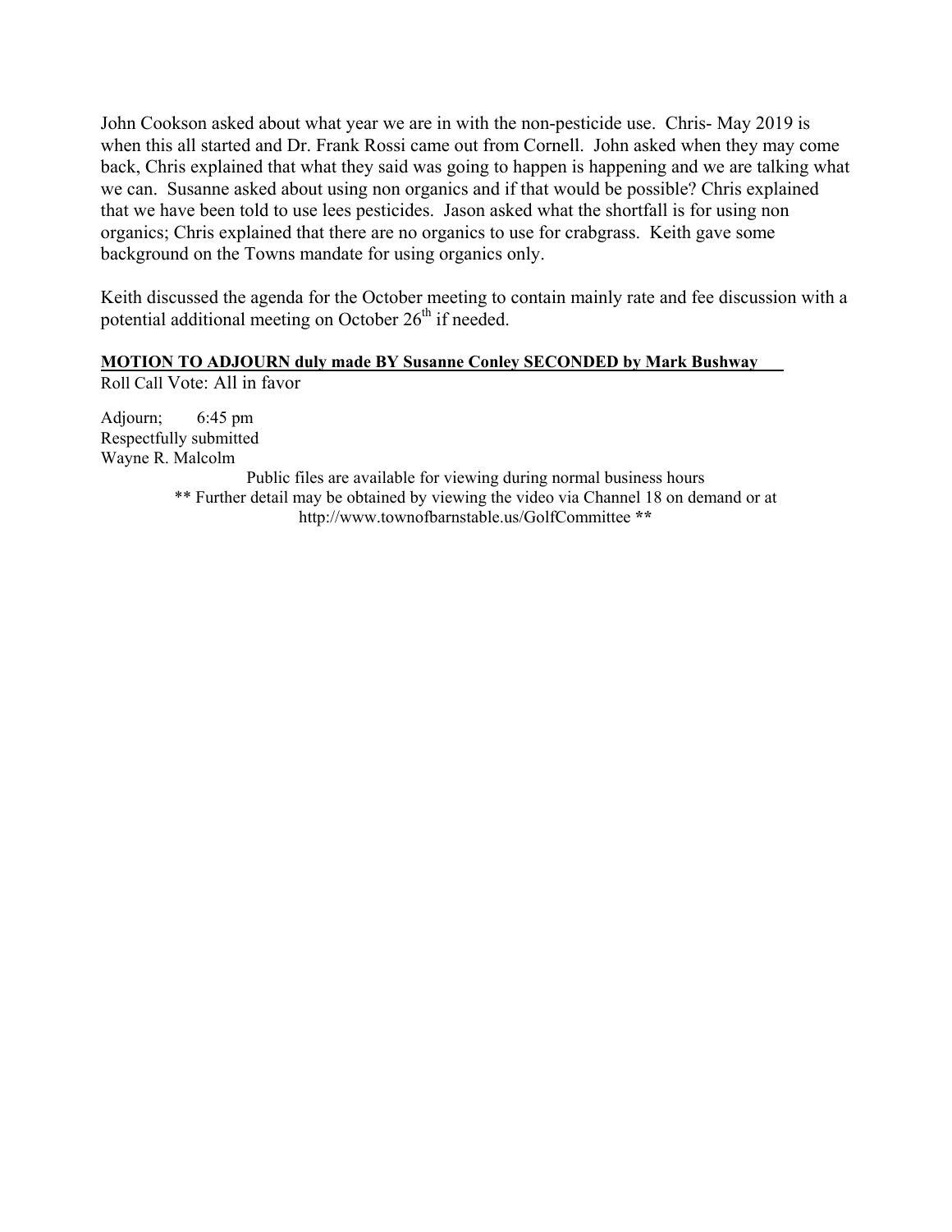John Cookson asked about what year we are in with the non-pesticide use. Chris- May 2019 is when this all started and Dr. Frank Rossi came out from Cornell. John asked when they may come back, Chris explained that what they said was going to happen is happening and we are talking what we can. Susanne asked about using non organics and if that would be possible? Chris explained that we have been told to use lees pesticides. Jason asked what the shortfall is for using non organics; Chris explained that there are no organics to use for crabgrass. Keith gave some background on the Towns mandate for using organics only.

Keith discussed the agenda for the October meeting to contain mainly rate and fee discussion with a potential additional meeting on October 26th if needed.

**MOTION TO ADJOURN duly made BY Susanne Conley SECONDED by Mark Bushway**

Roll Call Vote: All in favor

Adjourn; 6:45 pm
Respectfully submitted
Wayne R. Malcolm

Public files are available for viewing during normal business hours
** Further detail may be obtained by viewing the video via Channel 18 on demand or at http://www.townofbarnstable.us/GolfCommittee **